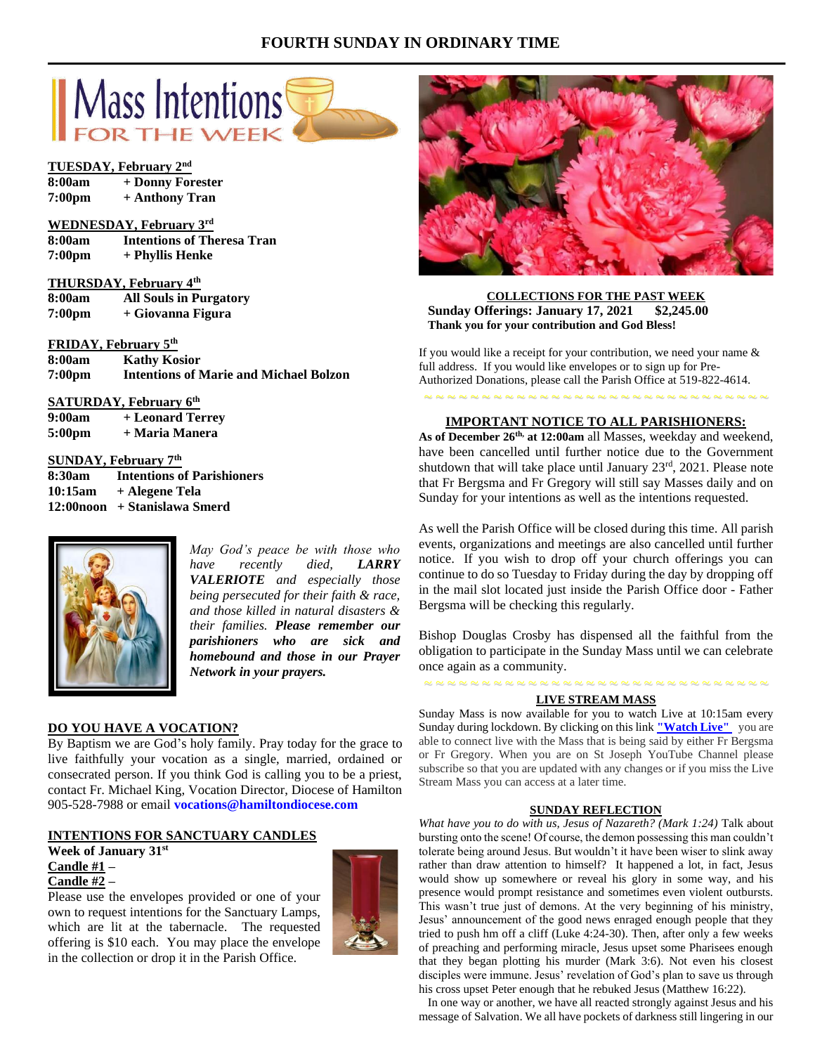# FOURTH SUNDAY IN ORDINARY TIME

## Mass Intentions FOR THE WEEK

**TUESDAY, February 2nd**
**8:00am** + Donny Forester
**7:00pm** + Anthony Tran

**WEDNESDAY, February 3rd**
**8:00am** Intentions of Theresa Tran
**7:00pm** + Phyllis Henke

**THURSDAY, February 4th**
**8:00am** All Souls in Purgatory
**7:00pm** + Giovanna Figura

**FRIDAY, February 5th**
**8:00am** Kathy Kosior
**7:00pm** Intentions of Marie and Michael Bolzon

**SATURDAY, February 6th**
**9:00am** + Leonard Terrey
**5:00pm** + Maria Manera

**SUNDAY, February 7th**
**8:30am** Intentions of Parishioners
**10:15am** + Alegene Tela
**12:00noon** + Stanislawa Smerd

*May God's peace be with those who have recently died, **LARRY VALERIOTE** and especially those being persecuted for their faith & race, and those killed in natural disasters & their families.* ***Please remember our parishioners who are sick and homebound and those in our Prayer Network in your prayers.***

**DO YOU HAVE A VOCATION?**

By Baptism we are God's holy family. Pray today for the grace to live faithfully your vocation as a single, married, ordained or consecrated person. If you think God is calling you to be a priest, contact Fr. Michael King, Vocation Director, Diocese of Hamilton 905-528-7988 or email **vocations@hamiltondiocese.com**

**INTENTIONS FOR SANCTUARY CANDLES**
**Week of January 31st**
**Candle #1** –
**Candle #2** –

Please use the envelopes provided or one of your own to request intentions for the Sanctuary Lamps, which are lit at the tabernacle. The requested offering is $10 each. You may place the envelope in the collection or drop it in the Parish Office.

**COLLECTIONS FOR THE PAST WEEK**
**Sunday Offerings: January 17, 2021 $2,245.00**
**Thank you for your contribution and God Bless!**

If you would like a receipt for your contribution, we need your name & full address. If you would like envelopes or to sign up for Pre-Authorized Donations, please call the Parish Office at 519-822-4614.

**IMPORTANT NOTICE TO ALL PARISHIONERS:**

**As of December 26th, at 12:00am** all Masses, weekday and weekend, have been cancelled until further notice due to the Government shutdown that will take place until January 23rd, 2021. Please note that Fr Bergsma and Fr Gregory will still say Masses daily and on Sunday for your intentions as well as the intentions requested.

As well the Parish Office will be closed during this time. All parish events, organizations and meetings are also cancelled until further notice. If you wish to drop off your church offerings you can continue to do so Tuesday to Friday during the day by dropping off in the mail slot located just inside the Parish Office door - Father Bergsma will be checking this regularly.

Bishop Douglas Crosby has dispensed all the faithful from the obligation to participate in the Sunday Mass until we can celebrate once again as a community.

**LIVE STREAM MASS**

Sunday Mass is now available for you to watch Live at 10:15am every Sunday during lockdown. By clicking on this link **"Watch Live"** you are able to connect live with the Mass that is being said by either Fr Bergsma or Fr Gregory. When you are on St Joseph YouTube Channel please subscribe so that you are updated with any changes or if you miss the Live Stream Mass you can access at a later time.

**SUNDAY REFLECTION**

*What have you to do with us, Jesus of Nazareth? (Mark 1:24)* Talk about bursting onto the scene! Of course, the demon possessing this man couldn't tolerate being around Jesus. But wouldn't it have been wiser to slink away rather than draw attention to himself? It happened a lot, in fact, Jesus would show up somewhere or reveal his glory in some way, and his presence would prompt resistance and sometimes even violent outbursts. This wasn't true just of demons. At the very beginning of his ministry, Jesus' announcement of the good news enraged enough people that they tried to push hm off a cliff (Luke 4:24-30). Then, after only a few weeks of preaching and performing miracle, Jesus upset some Pharisees enough that they began plotting his murder (Mark 3:6). Not even his closest disciples were immune. Jesus' revelation of God's plan to save us through his cross upset Peter enough that he rebuked Jesus (Matthew 16:22).

In one way or another, we have all reacted strongly against Jesus and his message of Salvation. We all have pockets of darkness still lingering in our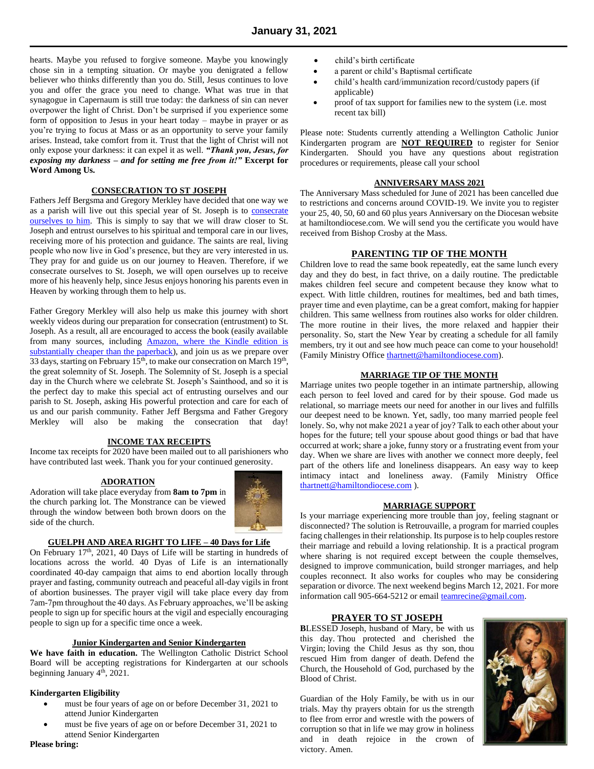hearts. Maybe you refused to forgive someone. Maybe you knowingly chose sin in a tempting situation. Or maybe you denigrated a fellow believer who thinks differently than you do. Still, Jesus continues to love you and offer the grace you need to change. What was true in that synagogue in Capernaum is still true today: the darkness of sin can never overpower the light of Christ. Don't be surprised if you experience some form of opposition to Jesus in your heart today – maybe in prayer or as you're trying to focus at Mass or as an opportunity to serve your family arises. Instead, take comfort from it. Trust that the light of Christ will not only expose your darkness: it can expel it as well. ***"Thank you, Jesus, for exposing my darkness – and for setting me free from it!"*** **Excerpt for Word Among Us.**

## CONSECRATION TO ST JOSEPH

Fathers Jeff Bergsma and Gregory Merkley have decided that one way we as a parish will live out this special year of St. Joseph is to consecrate ourselves to him. This is simply to say that we will draw closer to St. Joseph and entrust ourselves to his spiritual and temporal care in our lives, receiving more of his protection and guidance. The saints are real, living people who now live in God's presence, but they are very interested in us. They pray for and guide us on our journey to Heaven. Therefore, if we consecrate ourselves to St. Joseph, we will open ourselves up to receive more of his heavenly help, since Jesus enjoys honoring his parents even in Heaven by working through them to help us.

Father Gregory Merkley will also help us make this journey with short weekly videos during our preparation for consecration (entrustment) to St. Joseph. As a result, all are encouraged to access the book (easily available from many sources, including Amazon, where the Kindle edition is substantially cheaper than the paperback), and join us as we prepare over 33 days, starting on February 15th, to make our consecration on March 19th, the great solemnity of St. Joseph. The Solemnity of St. Joseph is a special day in the Church where we celebrate St. Joseph's Sainthood, and so it is the perfect day to make this special act of entrusting ourselves and our parish to St. Joseph, asking His powerful protection and care for each of us and our parish community. Father Jeff Bergsma and Father Gregory Merkley will also be making the consecration that day!

## INCOME TAX RECEIPTS

Income tax receipts for 2020 have been mailed out to all parishioners who have contributed last week. Thank you for your continued generosity.

## ADORATION

Adoration will take place everyday from **8am to 7pm** in the church parking lot. The Monstrance can be viewed through the window between both brown doors on the side of the church.

## GUELPH AND AREA RIGHT TO LIFE – 40 Days for Life

On February 17th, 2021, 40 Days of Life will be starting in hundreds of locations across the world. 40 Dyas of Life is an internationally coordinated 40-day campaign that aims to end abortion locally through prayer and fasting, community outreach and peaceful all-day vigils in front of abortion businesses. The prayer vigil will take place every day from 7am-7pm throughout the 40 days. As February approaches, we'll be asking people to sign up for specific hours at the vigil and especially encouraging people to sign up for a specific time once a week.

## Junior Kindergarten and Senior Kindergarten

**We have faith in education.** The Wellington Catholic District School Board will be accepting registrations for Kindergarten at our schools beginning January 4th, 2021.

**Kindergarten Eligibility**

- must be four years of age on or before December 31, 2021 to attend Junior Kindergarten
- must be five years of age on or before December 31, 2021 to attend Senior Kindergarten

**Please bring:**

- child's birth certificate
- a parent or child's Baptismal certificate
- child's health card/immunization record/custody papers (if applicable)
- proof of tax support for families new to the system (i.e. most recent tax bill)

Please note: Students currently attending a Wellington Catholic Junior Kindergarten program are **NOT REQUIRED** to register for Senior Kindergarten. Should you have any questions about registration procedures or requirements, please call your school

## ANNIVERSARY MASS 2021

The Anniversary Mass scheduled for June of 2021 has been cancelled due to restrictions and concerns around COVID-19. We invite you to register your 25, 40, 50, 60 and 60 plus years Anniversary on the Diocesan website at hamiltondiocese.com. We will send you the certificate you would have received from Bishop Crosby at the Mass.

## PARENTING TIP OF THE MONTH

Children love to read the same book repeatedly, eat the same lunch every day and they do best, in fact thrive, on a daily routine. The predictable makes children feel secure and competent because they know what to expect. With little children, routines for mealtimes, bed and bath times, prayer time and even playtime, can be a great comfort, making for happier children. This same wellness from routines also works for older children. The more routine in their lives, the more relaxed and happier their personality. So, start the New Year by creating a schedule for all family members, try it out and see how much peace can come to your household! (Family Ministry Office thartnett@hamiltondiocese.com).

## MARRIAGE TIP OF THE MONTH

Marriage unites two people together in an intimate partnership, allowing each person to feel loved and cared for by their spouse. God made us relational, so marriage meets our need for another in our lives and fulfills our deepest need to be known. Yet, sadly, too many married people feel lonely. So, why not make 2021 a year of joy? Talk to each other about your hopes for the future; tell your spouse about good things or bad that have occurred at work; share a joke, funny story or a frustrating event from your day. When we share are lives with another we connect more deeply, feel part of the others life and loneliness disappears. An easy way to keep intimacy intact and loneliness away. (Family Ministry Office thartnett@hamiltondiocese.com ).

## MARRIAGE SUPPORT

Is your marriage experiencing more trouble than joy, feeling stagnant or disconnected? The solution is Retrouvaille, a program for married couples facing challenges in their relationship. Its purpose is to help couples restore their marriage and rebuild a loving relationship. It is a practical program where sharing is not required except between the couple themselves, designed to improve communication, build stronger marriages, and help couples reconnect. It also works for couples who may be considering separation or divorce. The next weekend begins March 12, 2021. For more information call 905-664-5212 or email teamrecine@gmail.com.

## PRAYER TO ST JOSEPH

**B**LESSED Joseph, husband of Mary, be with us this day. Thou protected and cherished the Virgin; loving the Child Jesus as thy son, thou rescued Him from danger of death. Defend the Church, the Household of God, purchased by the Blood of Christ.

Guardian of the Holy Family, be with us in our trials. May thy prayers obtain for us the strength to flee from error and wrestle with the powers of corruption so that in life we may grow in holiness and in death rejoice in the crown of victory. Amen.